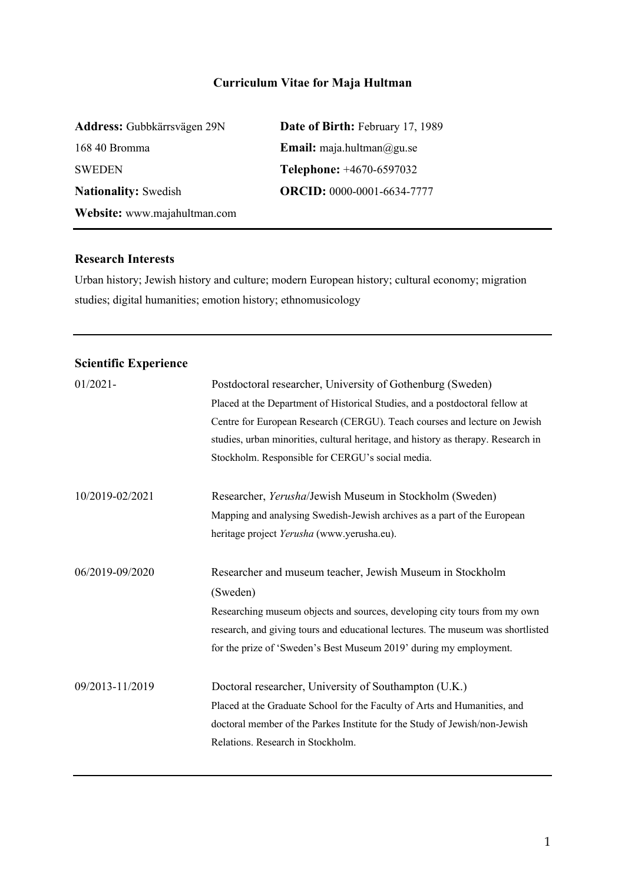# Curriculum Vitae for Maja Hultman

**Address:** Gubbkärrsvägen 29N
168 40 Bromma
SWEDEN
**Nationality:** Swedish
**Website:** www.majahultman.com

**Date of Birth:** February 17, 1989
**Email:** maja.hultman@gu.se
**Telephone:** +4670-6597032
**ORCID:** 0000-0001-6634-7777

---

## Research Interests

Urban history; Jewish history and culture; modern European history; cultural economy; migration studies; digital humanities; emotion history; ethnomusicology

---

## Scientific Experience

**01/2021-** Postdoctoral researcher, University of Gothenburg (Sweden)
Placed at the Department of Historical Studies, and a postdoctoral fellow at Centre for European Research (CERGU). Teach courses and lecture on Jewish studies, urban minorities, cultural heritage, and history as therapy. Research in Stockholm. Responsible for CERGU's social media.

**10/2019-02/2021** Researcher, *Yerusha*/Jewish Museum in Stockholm (Sweden)
Mapping and analysing Swedish-Jewish archives as a part of the European heritage project *Yerusha* (www.yerusha.eu).

**06/2019-09/2020** Researcher and museum teacher, Jewish Museum in Stockholm (Sweden)
Researching museum objects and sources, developing city tours from my own research, and giving tours and educational lectures. The museum was shortlisted for the prize of 'Sweden's Best Museum 2019' during my employment.

**09/2013-11/2019** Doctoral researcher, University of Southampton (U.K.)
Placed at the Graduate School for the Faculty of Arts and Humanities, and doctoral member of the Parkes Institute for the Study of Jewish/non-Jewish Relations. Research in Stockholm.

---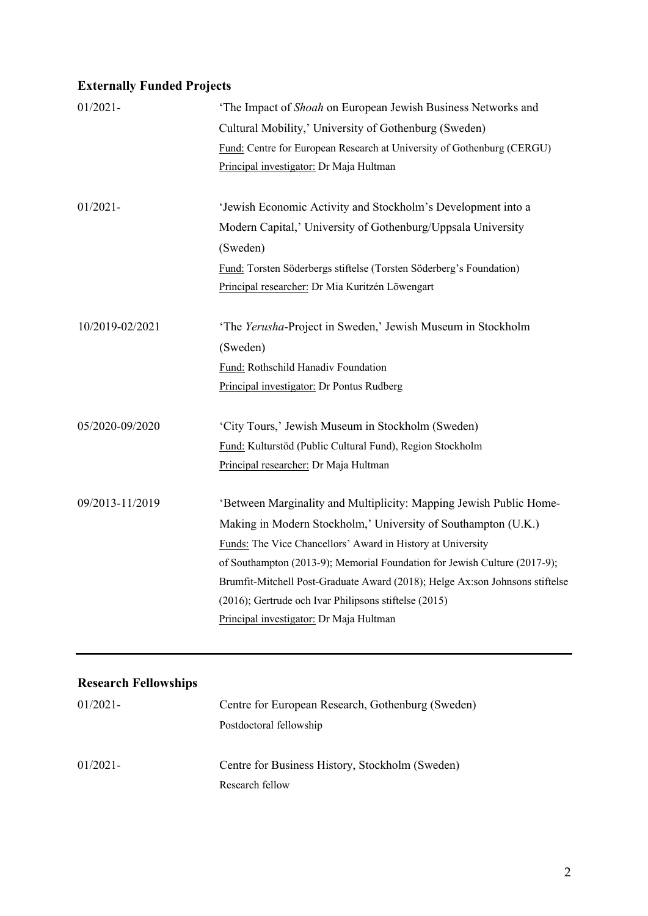## Externally Funded Projects

01/2021- 'The Impact of *Shoah* on European Jewish Business Networks and Cultural Mobility,' University of Gothenburg (Sweden)
Fund: Centre for European Research at University of Gothenburg (CERGU)
Principal investigator: Dr Maja Hultman

01/2021- 'Jewish Economic Activity and Stockholm's Development into a Modern Capital,' University of Gothenburg/Uppsala University (Sweden)
Fund: Torsten Söderbergs stiftelse (Torsten Söderberg's Foundation)
Principal researcher: Dr Mia Kuritzén Löwengart

10/2019-02/2021 'The *Yerusha*-Project in Sweden,' Jewish Museum in Stockholm (Sweden)
Fund: Rothschild Hanadiv Foundation
Principal investigator: Dr Pontus Rudberg

05/2020-09/2020 'City Tours,' Jewish Museum in Stockholm (Sweden)
Fund: Kulturstöd (Public Cultural Fund), Region Stockholm
Principal researcher: Dr Maja Hultman

09/2013-11/2019 'Between Marginality and Multiplicity: Mapping Jewish Public Home-Making in Modern Stockholm,' University of Southampton (U.K.)
Funds: The Vice Chancellors' Award in History at University of Southampton (2013-9); Memorial Foundation for Jewish Culture (2017-9); Brumfit-Mitchell Post-Graduate Award (2018); Helge Ax:son Johnsons stiftelse (2016); Gertrude och Ivar Philipsons stiftelse (2015)
Principal investigator: Dr Maja Hultman

---

## Research Fellowships

01/2021- Centre for European Research, Gothenburg (Sweden)
Postdoctoral fellowship

01/2021- Centre for Business History, Stockholm (Sweden)
Research fellow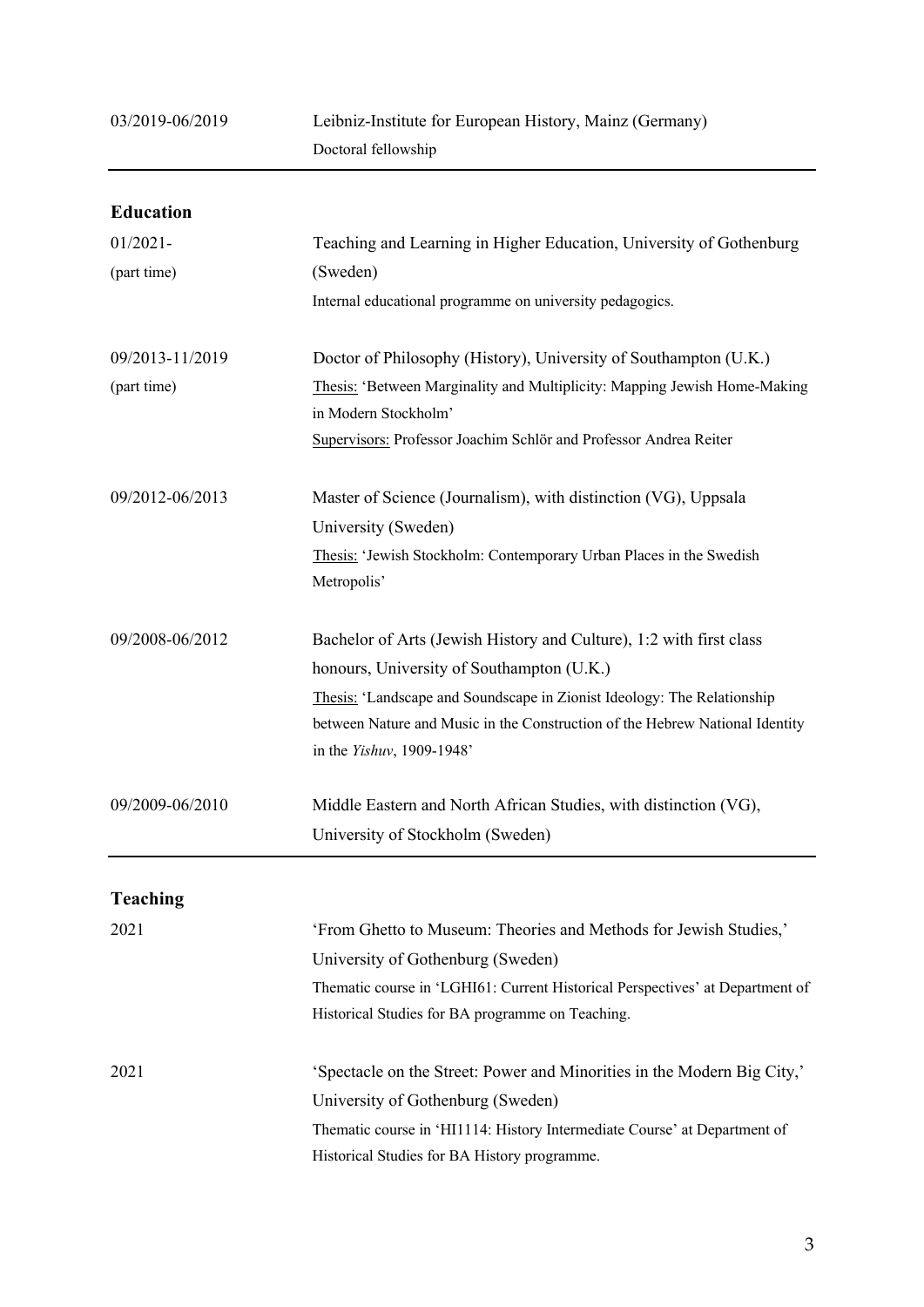03/2019-06/2019 Leibniz-Institute for European History, Mainz (Germany)
Doctoral fellowship

---

## Education

01/2021- (part time)
Teaching and Learning in Higher Education, University of Gothenburg (Sweden)
Internal educational programme on university pedagogics.

09/2013-11/2019 (part time)
Doctor of Philosophy (History), University of Southampton (U.K.)
Thesis: 'Between Marginality and Multiplicity: Mapping Jewish Home-Making in Modern Stockholm'
Supervisors: Professor Joachim Schlör and Professor Andrea Reiter

09/2012-06/2013
Master of Science (Journalism), with distinction (VG), Uppsala University (Sweden)
Thesis: 'Jewish Stockholm: Contemporary Urban Places in the Swedish Metropolis'

09/2008-06/2012
Bachelor of Arts (Jewish History and Culture), 1:2 with first class honours, University of Southampton (U.K.)
Thesis: 'Landscape and Soundscape in Zionist Ideology: The Relationship between Nature and Music in the Construction of the Hebrew National Identity in the *Yishuv*, 1909-1948'

09/2009-06/2010
Middle Eastern and North African Studies, with distinction (VG), University of Stockholm (Sweden)

---

## Teaching

2021
'From Ghetto to Museum: Theories and Methods for Jewish Studies,' University of Gothenburg (Sweden)
Thematic course in 'LGHI61: Current Historical Perspectives' at Department of Historical Studies for BA programme on Teaching.

2021
'Spectacle on the Street: Power and Minorities in the Modern Big City,' University of Gothenburg (Sweden)
Thematic course in 'HI1114: History Intermediate Course' at Department of Historical Studies for BA History programme.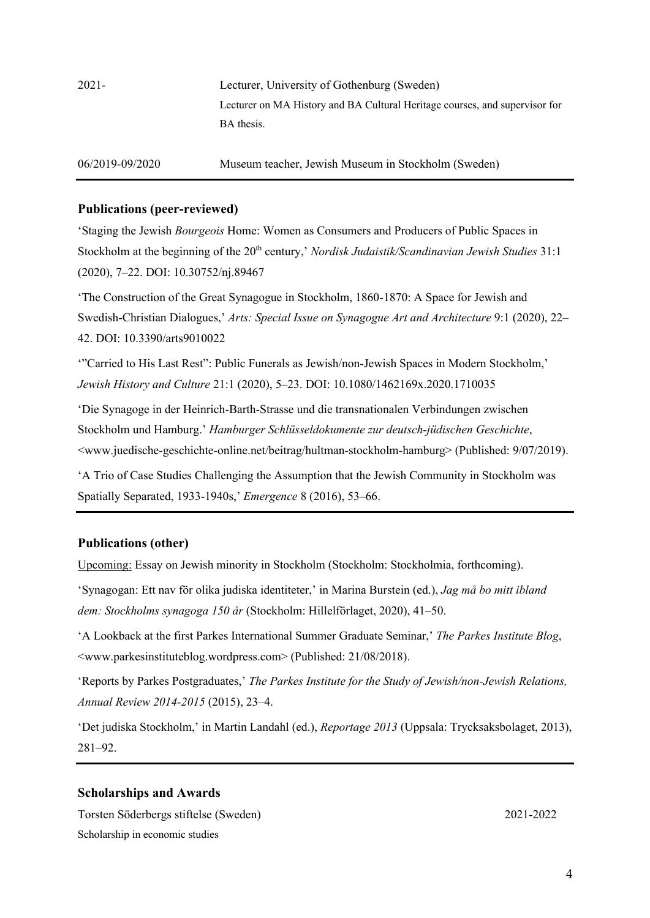2021- Lecturer, University of Gothenburg (Sweden)
Lecturer on MA History and BA Cultural Heritage courses, and supervisor for BA thesis.

06/2019-09/2020 Museum teacher, Jewish Museum in Stockholm (Sweden)

### Publications (peer-reviewed)

'Staging the Jewish *Bourgeois* Home: Women as Consumers and Producers of Public Spaces in Stockholm at the beginning of the 20th century,' *Nordisk Judaistik/Scandinavian Jewish Studies* 31:1 (2020), 7–22. DOI: 10.30752/nj.89467

'The Construction of the Great Synagogue in Stockholm, 1860-1870: A Space for Jewish and Swedish-Christian Dialogues,' *Arts: Special Issue on Synagogue Art and Architecture* 9:1 (2020), 22–42. DOI: 10.3390/arts9010022

'"Carried to His Last Rest": Public Funerals as Jewish/non-Jewish Spaces in Modern Stockholm,' *Jewish History and Culture* 21:1 (2020), 5–23. DOI: 10.1080/1462169x.2020.1710035

'Die Synagoge in der Heinrich-Barth-Strasse und die transnationalen Verbindungen zwischen Stockholm und Hamburg.' *Hamburger Schlüsseldokumente zur deutsch-jüdischen Geschichte*, <www.juedische-geschichte-online.net/beitrag/hultman-stockholm-hamburg> (Published: 9/07/2019).

'A Trio of Case Studies Challenging the Assumption that the Jewish Community in Stockholm was Spatially Separated, 1933-1940s,' *Emergence* 8 (2016), 53–66.

### Publications (other)

Upcoming: Essay on Jewish minority in Stockholm (Stockholm: Stockholmia, forthcoming).

'Synagogan: Ett nav för olika judiska identiteter,' in Marina Burstein (ed.), *Jag må bo mitt ibland dem: Stockholms synagoga 150 år* (Stockholm: Hillelförlaget, 2020), 41–50.

'A Lookback at the first Parkes International Summer Graduate Seminar,' *The Parkes Institute Blog*, <www.parkesinstituteblog.wordpress.com> (Published: 21/08/2018).

'Reports by Parkes Postgraduates,' *The Parkes Institute for the Study of Jewish/non-Jewish Relations, Annual Review 2014-2015* (2015), 23–4.

'Det judiska Stockholm,' in Martin Landahl (ed.), *Reportage 2013* (Uppsala: Trycksaksbolaget, 2013), 281–92.

### Scholarships and Awards

Torsten Söderbergs stiftelse (Sweden) 2021-2022
Scholarship in economic studies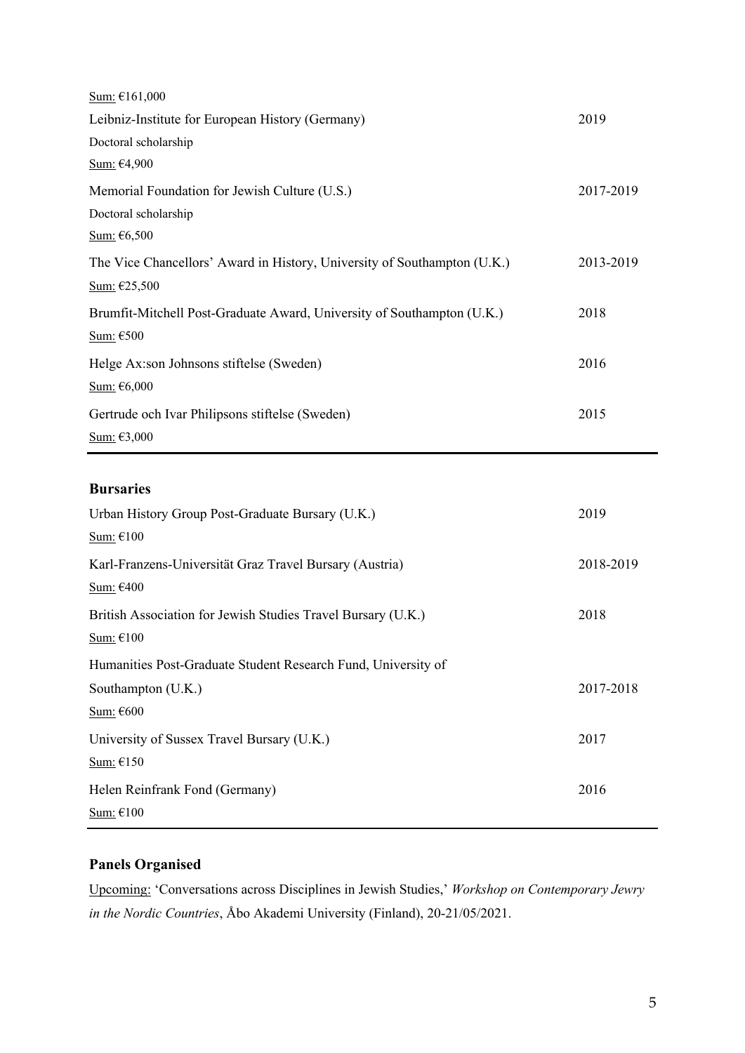<u>Sum:</u> €161,000

Leibniz-Institute for European History (Germany) 2019
Doctoral scholarship
<u>Sum:</u> €4,900

Memorial Foundation for Jewish Culture (U.S.) 2017-2019
Doctoral scholarship
<u>Sum:</u> €6,500

The Vice Chancellors' Award in History, University of Southampton (U.K.) 2013-2019
<u>Sum:</u> €25,500

Brumfit-Mitchell Post-Graduate Award, University of Southampton (U.K.) 2018
<u>Sum:</u> €500

Helge Ax:son Johnsons stiftelse (Sweden) 2016
<u>Sum:</u> €6,000

Gertrude och Ivar Philipsons stiftelse (Sweden) 2015
<u>Sum:</u> €3,000

---

### Bursaries

Urban History Group Post-Graduate Bursary (U.K.) 2019
<u>Sum:</u> €100

Karl-Franzens-Universität Graz Travel Bursary (Austria) 2018-2019
<u>Sum:</u> €400

British Association for Jewish Studies Travel Bursary (U.K.) 2018
<u>Sum:</u> €100

Humanities Post-Graduate Student Research Fund, University of Southampton (U.K.) 2017-2018
<u>Sum:</u> €600

University of Sussex Travel Bursary (U.K.) 2017
<u>Sum:</u> €150

Helen Reinfrank Fond (Germany) 2016
<u>Sum:</u> €100

---

### Panels Organised

<u>Upcoming:</u> 'Conversations across Disciplines in Jewish Studies,' *Workshop on Contemporary Jewry in the Nordic Countries*, Åbo Akademi University (Finland), 20-21/05/2021.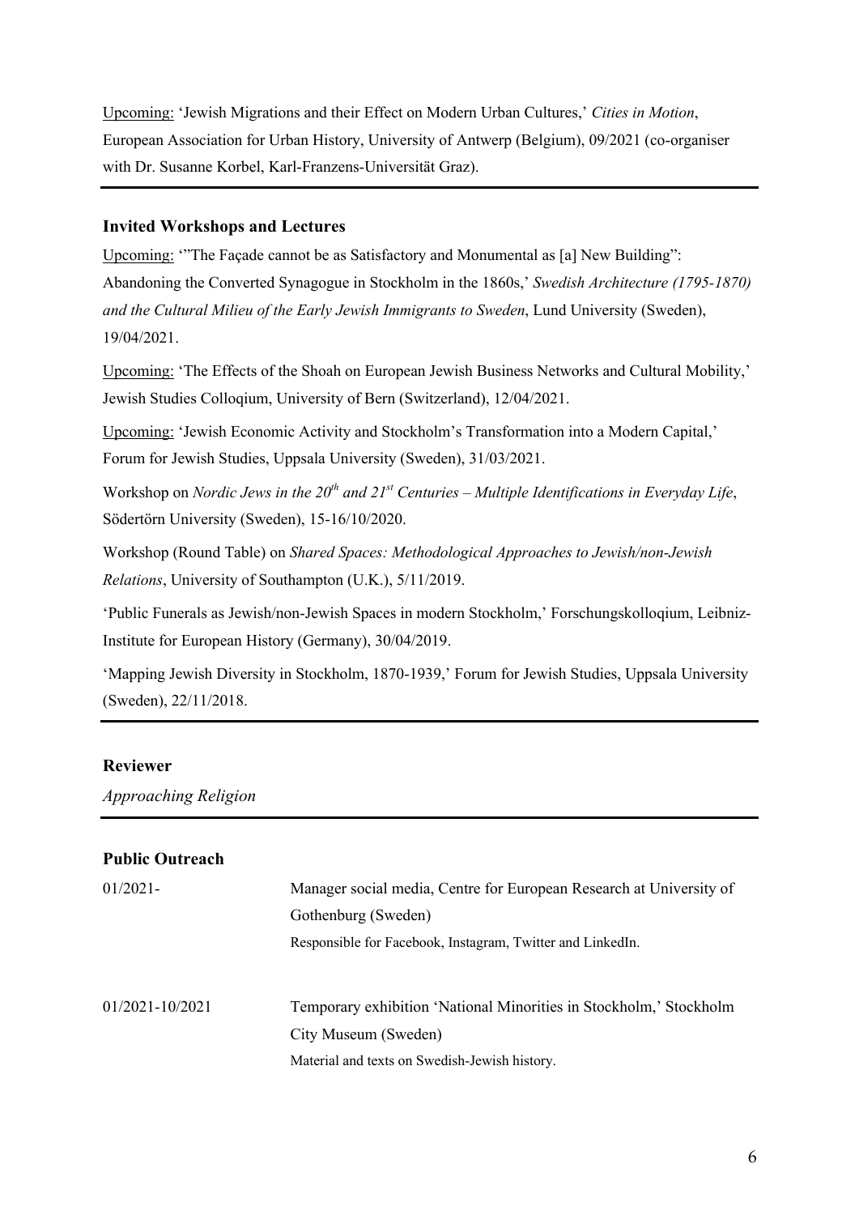Upcoming: 'Jewish Migrations and their Effect on Modern Urban Cultures,' *Cities in Motion*, European Association for Urban History, University of Antwerp (Belgium), 09/2021 (co-organiser with Dr. Susanne Korbel, Karl-Franzens-Universität Graz).

---

### Invited Workshops and Lectures

Upcoming: '"The Façade cannot be as Satisfactory and Monumental as [a] New Building": Abandoning the Converted Synagogue in Stockholm in the 1860s,' *Swedish Architecture (1795-1870) and the Cultural Milieu of the Early Jewish Immigrants to Sweden*, Lund University (Sweden), 19/04/2021.

Upcoming: 'The Effects of the Shoah on European Jewish Business Networks and Cultural Mobility,' Jewish Studies Colloqium, University of Bern (Switzerland), 12/04/2021.

Upcoming: 'Jewish Economic Activity and Stockholm's Transformation into a Modern Capital,' Forum for Jewish Studies, Uppsala University (Sweden), 31/03/2021.

Workshop on *Nordic Jews in the 20th and 21st Centuries – Multiple Identifications in Everyday Life*, Södertörn University (Sweden), 15-16/10/2020.

Workshop (Round Table) on *Shared Spaces: Methodological Approaches to Jewish/non-Jewish Relations*, University of Southampton (U.K.), 5/11/2019.

'Public Funerals as Jewish/non-Jewish Spaces in modern Stockholm,' Forschungskolloqium, Leibniz-Institute for European History (Germany), 30/04/2019.

'Mapping Jewish Diversity in Stockholm, 1870-1939,' Forum for Jewish Studies, Uppsala University (Sweden), 22/11/2018.

---

### Reviewer

*Approaching Religion*

---

### Public Outreach

| | |
|---|---|
| 01/2021- | Manager social media, Centre for European Research at University of Gothenburg (Sweden)<br>Responsible for Facebook, Instagram, Twitter and LinkedIn. |
| 01/2021-10/2021 | Temporary exhibition 'National Minorities in Stockholm,' Stockholm City Museum (Sweden)<br>Material and texts on Swedish-Jewish history. |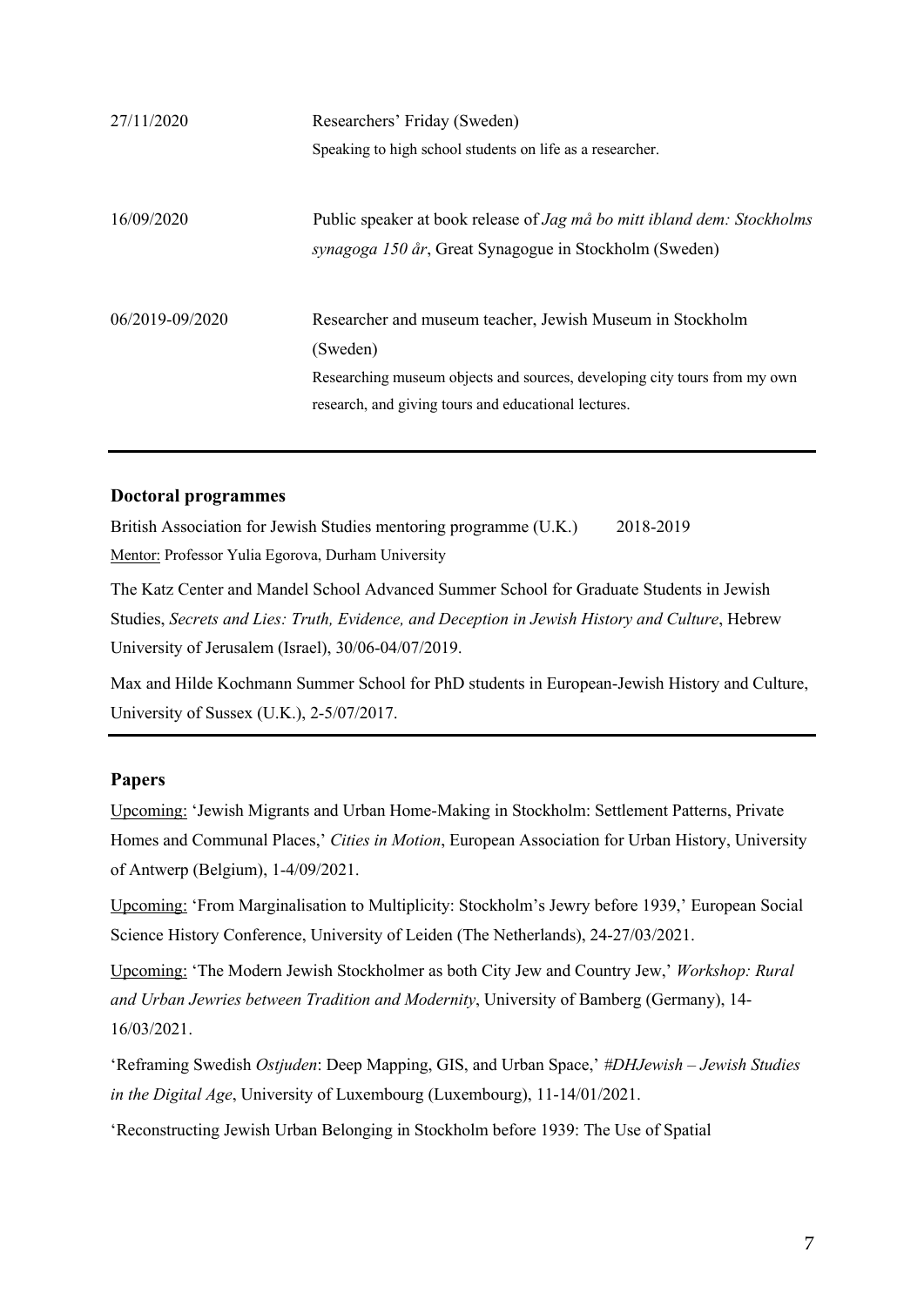| | |
|---|---|
| 27/11/2020 | Researchers' Friday (Sweden)<br>Speaking to high school students on life as a researcher. |
| 16/09/2020 | Public speaker at book release of *Jag må bo mitt ibland dem: Stockholms synagoga 150 år*, Great Synagogue in Stockholm (Sweden) |
| 06/2019-09/2020 | Researcher and museum teacher, Jewish Museum in Stockholm (Sweden)<br>Researching museum objects and sources, developing city tours from my own research, and giving tours and educational lectures. |

## Doctoral programmes

British Association for Jewish Studies mentoring programme (U.K.) 2018-2019
Mentor: Professor Yulia Egorova, Durham University

The Katz Center and Mandel School Advanced Summer School for Graduate Students in Jewish Studies, *Secrets and Lies: Truth, Evidence, and Deception in Jewish History and Culture*, Hebrew University of Jerusalem (Israel), 30/06-04/07/2019.

Max and Hilde Kochmann Summer School for PhD students in European-Jewish History and Culture, University of Sussex (U.K.), 2-5/07/2017.

## Papers

Upcoming: 'Jewish Migrants and Urban Home-Making in Stockholm: Settlement Patterns, Private Homes and Communal Places,' *Cities in Motion*, European Association for Urban History, University of Antwerp (Belgium), 1-4/09/2021.

Upcoming: 'From Marginalisation to Multiplicity: Stockholm's Jewry before 1939,' European Social Science History Conference, University of Leiden (The Netherlands), 24-27/03/2021.

Upcoming: 'The Modern Jewish Stockholmer as both City Jew and Country Jew,' *Workshop: Rural and Urban Jewries between Tradition and Modernity*, University of Bamberg (Germany), 14-16/03/2021.

'Reframing Swedish *Ostjuden*: Deep Mapping, GIS, and Urban Space,' *#DHJewish – Jewish Studies in the Digital Age*, University of Luxembourg (Luxembourg), 11-14/01/2021.

'Reconstructing Jewish Urban Belonging in Stockholm before 1939: The Use of Spatial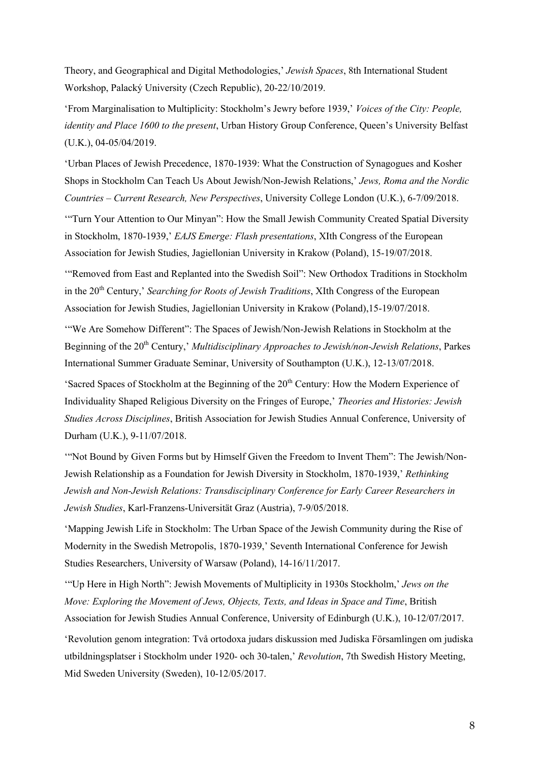Theory, and Geographical and Digital Methodologies,' *Jewish Spaces*, 8th International Student Workshop, Palacký University (Czech Republic), 20-22/10/2019.

'From Marginalisation to Multiplicity: Stockholm's Jewry before 1939,' *Voices of the City: People, identity and Place 1600 to the present*, Urban History Group Conference, Queen's University Belfast (U.K.), 04-05/04/2019.

'Urban Places of Jewish Precedence, 1870-1939: What the Construction of Synagogues and Kosher Shops in Stockholm Can Teach Us About Jewish/Non-Jewish Relations,' *Jews, Roma and the Nordic Countries – Current Research, New Perspectives*, University College London (U.K.), 6-7/09/2018.

'"Turn Your Attention to Our Minyan": How the Small Jewish Community Created Spatial Diversity in Stockholm, 1870-1939,' *EAJS Emerge: Flash presentations*, XIth Congress of the European Association for Jewish Studies, Jagiellonian University in Krakow (Poland), 15-19/07/2018.

'"Removed from East and Replanted into the Swedish Soil": New Orthodox Traditions in Stockholm in the 20th Century,' *Searching for Roots of Jewish Traditions*, XIth Congress of the European Association for Jewish Studies, Jagiellonian University in Krakow (Poland),15-19/07/2018.

'"We Are Somehow Different": The Spaces of Jewish/Non-Jewish Relations in Stockholm at the Beginning of the 20th Century,' *Multidisciplinary Approaches to Jewish/non-Jewish Relations*, Parkes International Summer Graduate Seminar, University of Southampton (U.K.), 12-13/07/2018.

'Sacred Spaces of Stockholm at the Beginning of the 20th Century: How the Modern Experience of Individuality Shaped Religious Diversity on the Fringes of Europe,' *Theories and Histories: Jewish Studies Across Disciplines*, British Association for Jewish Studies Annual Conference, University of Durham (U.K.), 9-11/07/2018.

'"Not Bound by Given Forms but by Himself Given the Freedom to Invent Them": The Jewish/Non-Jewish Relationship as a Foundation for Jewish Diversity in Stockholm, 1870-1939,' *Rethinking Jewish and Non-Jewish Relations: Transdisciplinary Conference for Early Career Researchers in Jewish Studies*, Karl-Franzens-Universität Graz (Austria), 7-9/05/2018.

'Mapping Jewish Life in Stockholm: The Urban Space of the Jewish Community during the Rise of Modernity in the Swedish Metropolis, 1870-1939,' Seventh International Conference for Jewish Studies Researchers, University of Warsaw (Poland), 14-16/11/2017.

'"Up Here in High North": Jewish Movements of Multiplicity in 1930s Stockholm,' *Jews on the Move: Exploring the Movement of Jews, Objects, Texts, and Ideas in Space and Time*, British Association for Jewish Studies Annual Conference, University of Edinburgh (U.K.), 10-12/07/2017.

'Revolution genom integration: Två ortodoxa judars diskussion med Judiska Församlingen om judiska utbildningsplatser i Stockholm under 1920- och 30-talen,' *Revolution*, 7th Swedish History Meeting, Mid Sweden University (Sweden), 10-12/05/2017.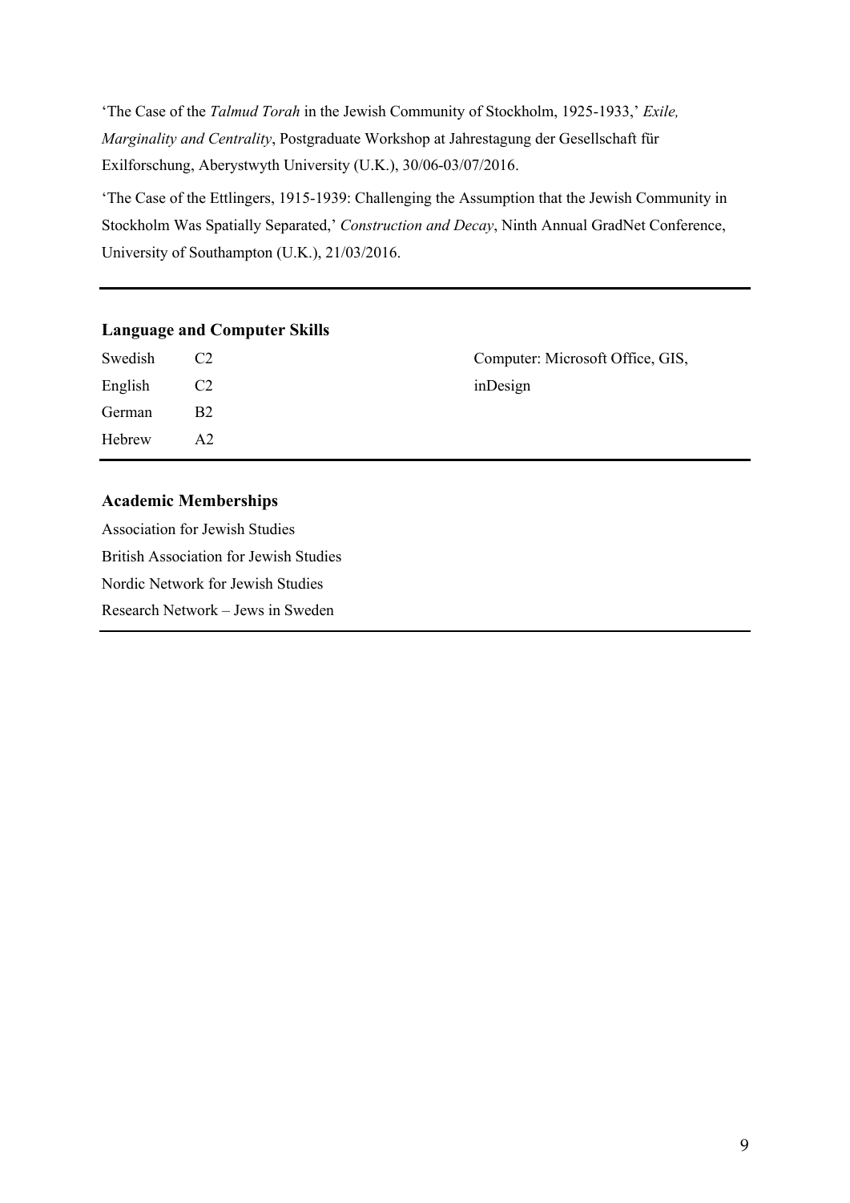'The Case of the *Talmud Torah* in the Jewish Community of Stockholm, 1925-1933,' *Exile, Marginality and Centrality*, Postgraduate Workshop at Jahrestagung der Gesellschaft für Exilforschung, Aberystwyth University (U.K.), 30/06-03/07/2016.

'The Case of the Ettlingers, 1915-1939: Challenging the Assumption that the Jewish Community in Stockholm Was Spatially Separated,' *Construction and Decay*, Ninth Annual GradNet Conference, University of Southampton (U.K.), 21/03/2016.

---

### Language and Computer Skills

| | | |
|---|---|---|
| Swedish | C2 | Computer: Microsoft Office, GIS, inDesign |
| English | C2 | |
| German | B2 | |
| Hebrew | A2 | |

---

### Academic Memberships

Association for Jewish Studies
British Association for Jewish Studies
Nordic Network for Jewish Studies
Research Network – Jews in Sweden